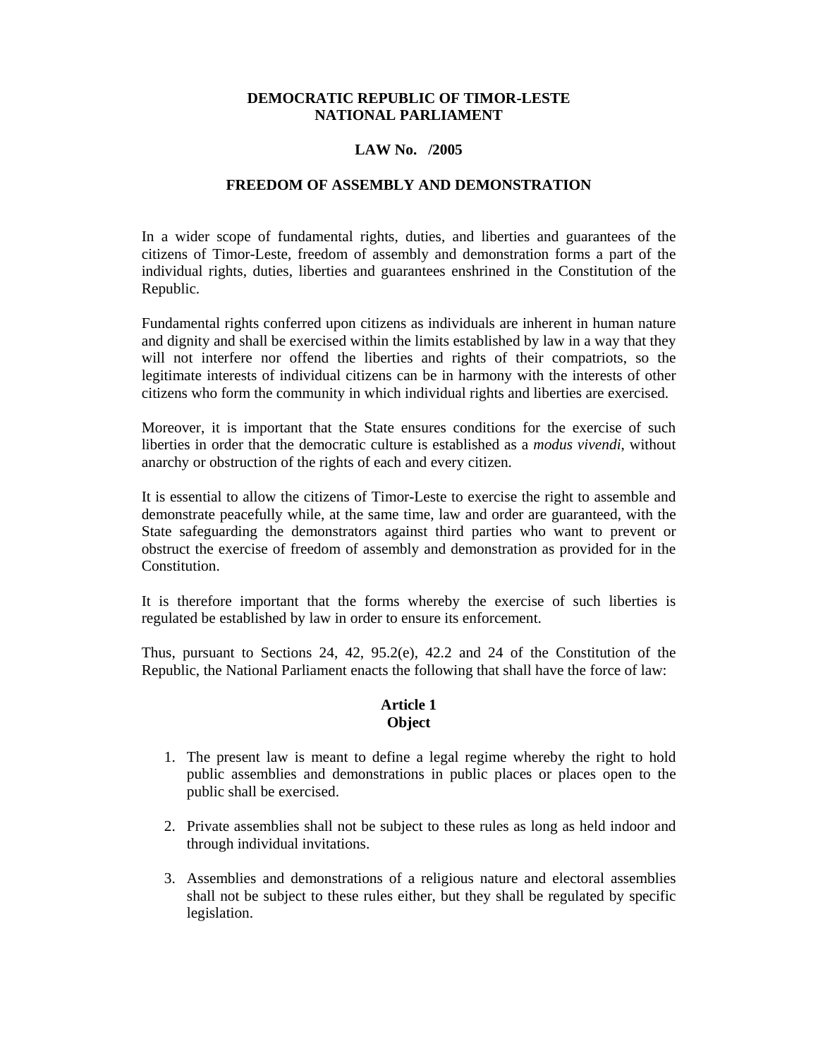**DEMOCRATIC REPUBLIC OF TIMOR-LESTE**
**NATIONAL PARLIAMENT**

**LAW No. /2005**

# FREEDOM OF ASSEMBLY AND DEMONSTRATION

In a wider scope of fundamental rights, duties, and liberties and guarantees of the citizens of Timor-Leste, freedom of assembly and demonstration forms a part of the individual rights, duties, liberties and guarantees enshrined in the Constitution of the Republic.

Fundamental rights conferred upon citizens as individuals are inherent in human nature and dignity and shall be exercised within the limits established by law in a way that they will not interfere nor offend the liberties and rights of their compatriots, so the legitimate interests of individual citizens can be in harmony with the interests of other citizens who form the community in which individual rights and liberties are exercised.

Moreover, it is important that the State ensures conditions for the exercise of such liberties in order that the democratic culture is established as a *modus vivendi*, without anarchy or obstruction of the rights of each and every citizen.

It is essential to allow the citizens of Timor-Leste to exercise the right to assemble and demonstrate peacefully while, at the same time, law and order are guaranteed, with the State safeguarding the demonstrators against third parties who want to prevent or obstruct the exercise of freedom of assembly and demonstration as provided for in the Constitution.

It is therefore important that the forms whereby the exercise of such liberties is regulated be established by law in order to ensure its enforcement.

Thus, pursuant to Sections 24, 42, 95.2(e), 42.2 and 24 of the Constitution of the Republic, the National Parliament enacts the following that shall have the force of law:

## Article 1
## Object

1. The present law is meant to define a legal regime whereby the right to hold public assemblies and demonstrations in public places or places open to the public shall be exercised.

2. Private assemblies shall not be subject to these rules as long as held indoor and through individual invitations.

3. Assemblies and demonstrations of a religious nature and electoral assemblies shall not be subject to these rules either, but they shall be regulated by specific legislation.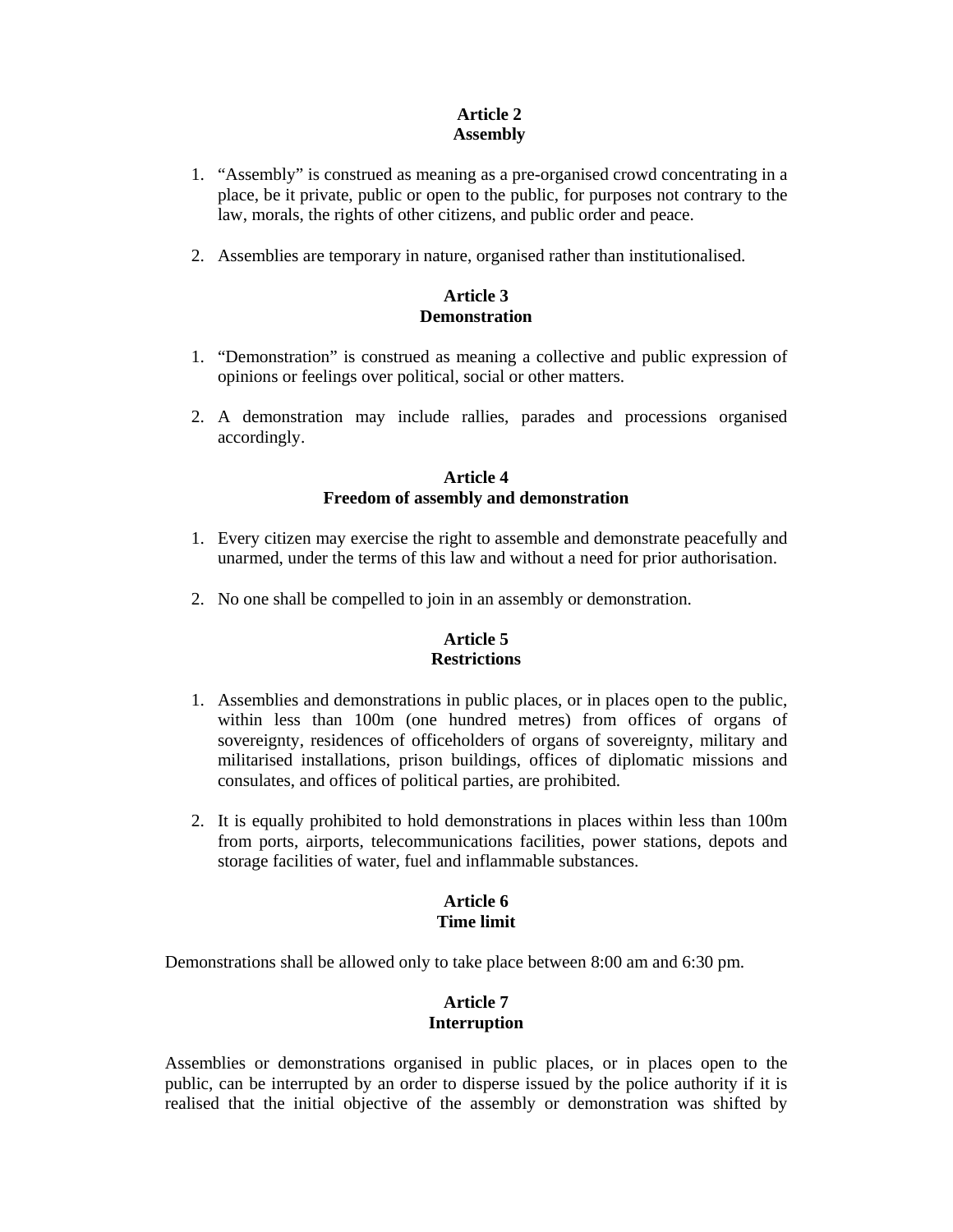## Article 2
## Assembly

1. “Assembly” is construed as meaning as a pre-organised crowd concentrating in a place, be it private, public or open to the public, for purposes not contrary to the law, morals, the rights of other citizens, and public order and peace.

2. Assemblies are temporary in nature, organised rather than institutionalised.

## Article 3
## Demonstration

1. “Demonstration” is construed as meaning a collective and public expression of opinions or feelings over political, social or other matters.

2. A demonstration may include rallies, parades and processions organised accordingly.

## Article 4
## Freedom of assembly and demonstration

1. Every citizen may exercise the right to assemble and demonstrate peacefully and unarmed, under the terms of this law and without a need for prior authorisation.

2. No one shall be compelled to join in an assembly or demonstration.

## Article 5
## Restrictions

1. Assemblies and demonstrations in public places, or in places open to the public, within less than 100m (one hundred metres) from offices of organs of sovereignty, residences of officeholders of organs of sovereignty, military and militarised installations, prison buildings, offices of diplomatic missions and consulates, and offices of political parties, are prohibited.

2. It is equally prohibited to hold demonstrations in places within less than 100m from ports, airports, telecommunications facilities, power stations, depots and storage facilities of water, fuel and inflammable substances.

## Article 6
## Time limit

Demonstrations shall be allowed only to take place between 8:00 am and 6:30 pm.

## Article 7
## Interruption

Assemblies or demonstrations organised in public places, or in places open to the public, can be interrupted by an order to disperse issued by the police authority if it is realised that the initial objective of the assembly or demonstration was shifted by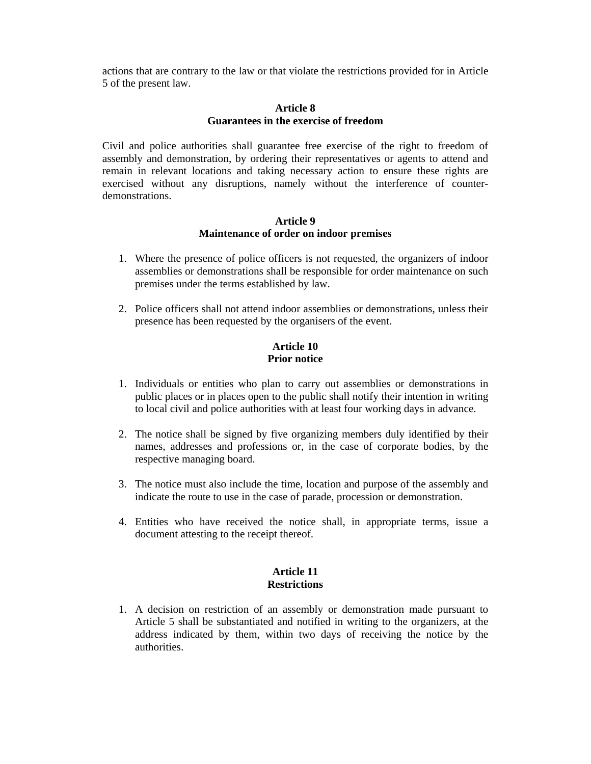actions that are contrary to the law or that violate the restrictions provided for in Article 5 of the present law.

**Article 8**
**Guarantees in the exercise of freedom**

Civil and police authorities shall guarantee free exercise of the right to freedom of assembly and demonstration, by ordering their representatives or agents to attend and remain in relevant locations and taking necessary action to ensure these rights are exercised without any disruptions, namely without the interference of counter-demonstrations.

**Article 9**
**Maintenance of order on indoor premises**

1. Where the presence of police officers is not requested, the organizers of indoor assemblies or demonstrations shall be responsible for order maintenance on such premises under the terms established by law.

2. Police officers shall not attend indoor assemblies or demonstrations, unless their presence has been requested by the organisers of the event.

**Article 10**
**Prior notice**

1. Individuals or entities who plan to carry out assemblies or demonstrations in public places or in places open to the public shall notify their intention in writing to local civil and police authorities with at least four working days in advance.

2. The notice shall be signed by five organizing members duly identified by their names, addresses and professions or, in the case of corporate bodies, by the respective managing board.

3. The notice must also include the time, location and purpose of the assembly and indicate the route to use in the case of parade, procession or demonstration.

4. Entities who have received the notice shall, in appropriate terms, issue a document attesting to the receipt thereof.

**Article 11**
**Restrictions**

1. A decision on restriction of an assembly or demonstration made pursuant to Article 5 shall be substantiated and notified in writing to the organizers, at the address indicated by them, within two days of receiving the notice by the authorities.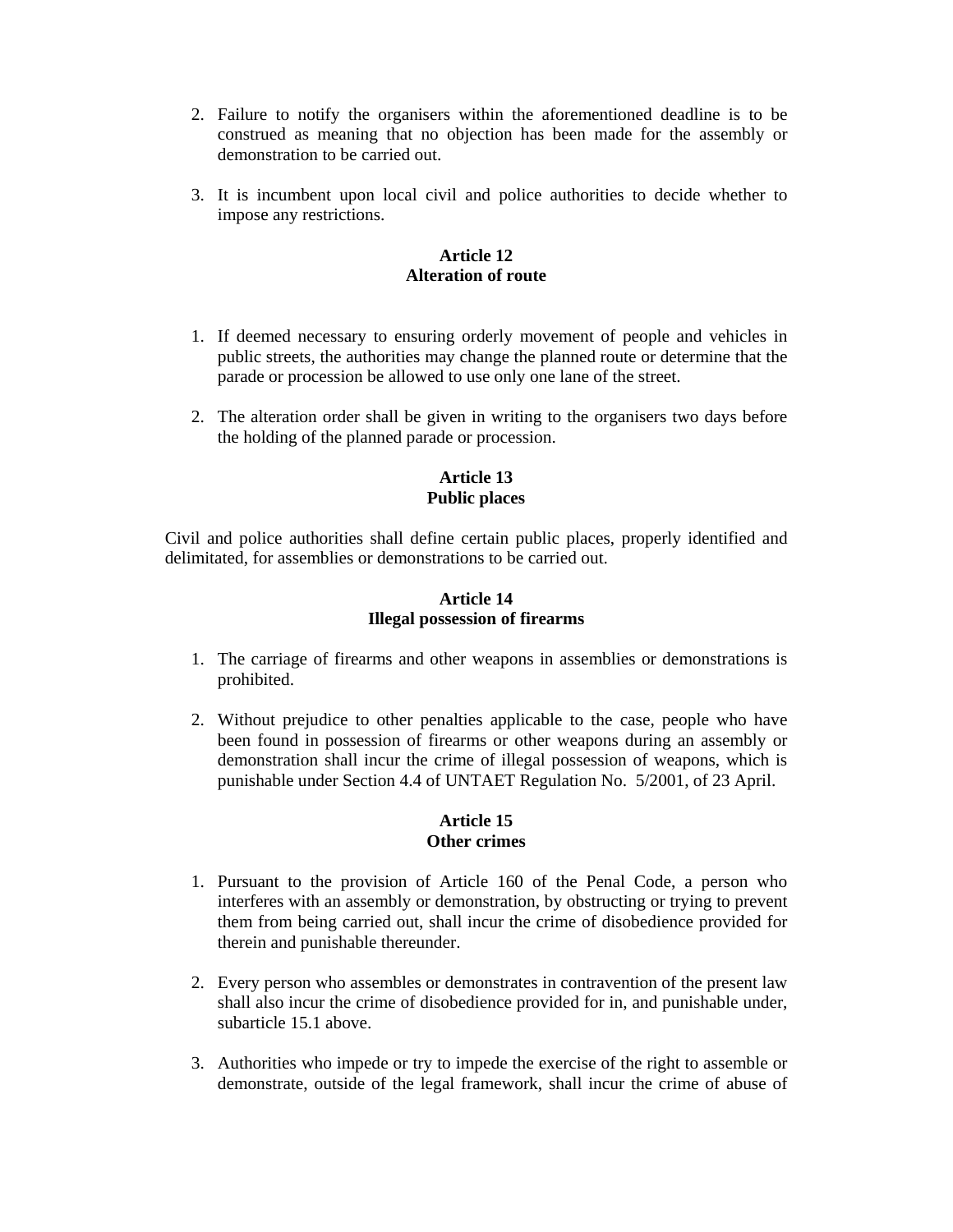2. Failure to notify the organisers within the aforementioned deadline is to be construed as meaning that no objection has been made for the assembly or demonstration to be carried out.

3. It is incumbent upon local civil and police authorities to decide whether to impose any restrictions.

**Article 12**
**Alteration of route**

1. If deemed necessary to ensuring orderly movement of people and vehicles in public streets, the authorities may change the planned route or determine that the parade or procession be allowed to use only one lane of the street.

2. The alteration order shall be given in writing to the organisers two days before the holding of the planned parade or procession.

**Article 13**
**Public places**

Civil and police authorities shall define certain public places, properly identified and delimitated, for assemblies or demonstrations to be carried out.

**Article 14**
**Illegal possession of firearms**

1. The carriage of firearms and other weapons in assemblies or demonstrations is prohibited.

2. Without prejudice to other penalties applicable to the case, people who have been found in possession of firearms or other weapons during an assembly or demonstration shall incur the crime of illegal possession of weapons, which is punishable under Section 4.4 of UNTAET Regulation No. 5/2001, of 23 April.

**Article 15**
**Other crimes**

1. Pursuant to the provision of Article 160 of the Penal Code, a person who interferes with an assembly or demonstration, by obstructing or trying to prevent them from being carried out, shall incur the crime of disobedience provided for therein and punishable thereunder.

2. Every person who assembles or demonstrates in contravention of the present law shall also incur the crime of disobedience provided for in, and punishable under, subarticle 15.1 above.

3. Authorities who impede or try to impede the exercise of the right to assemble or demonstrate, outside of the legal framework, shall incur the crime of abuse of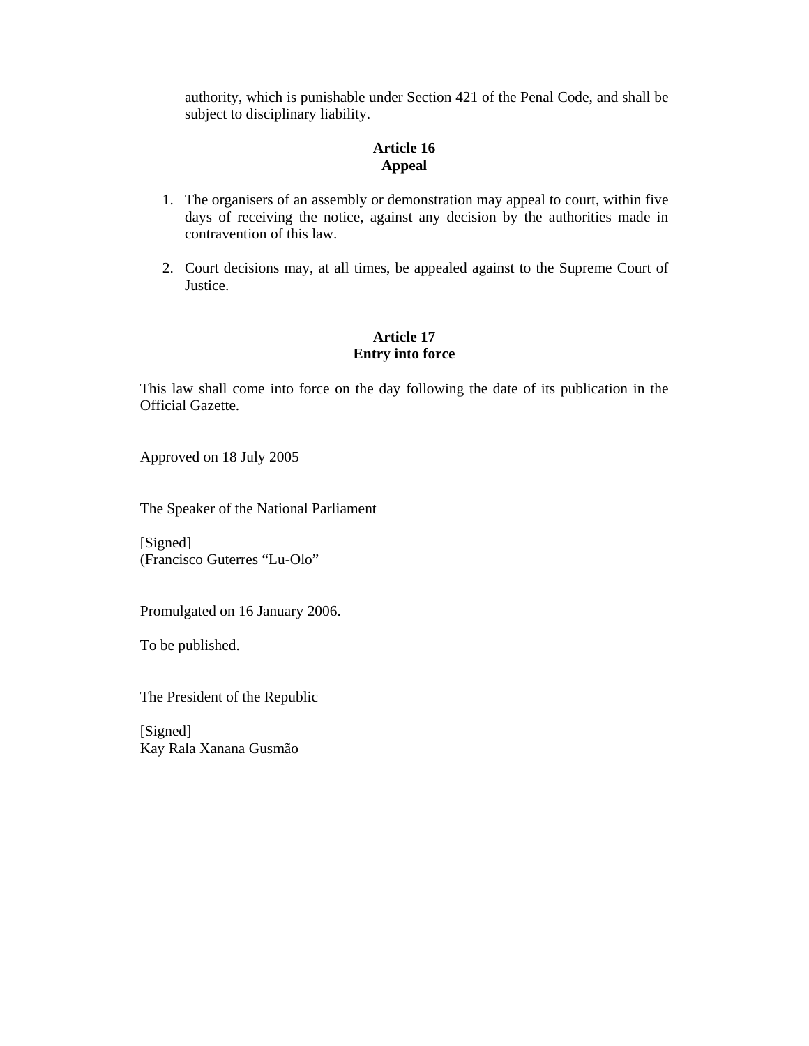authority, which is punishable under Section 421 of the Penal Code, and shall be subject to disciplinary liability.

**Article 16**
**Appeal**

1. The organisers of an assembly or demonstration may appeal to court, within five days of receiving the notice, against any decision by the authorities made in contravention of this law.

2. Court decisions may, at all times, be appealed against to the Supreme Court of Justice.

**Article 17**
**Entry into force**

This law shall come into force on the day following the date of its publication in the Official Gazette.

Approved on 18 July 2005

The Speaker of the National Parliament

[Signed]
(Francisco Guterres "Lu-Olo"

Promulgated on 16 January 2006.

To be published.

The President of the Republic

[Signed]
Kay Rala Xanana Gusmão